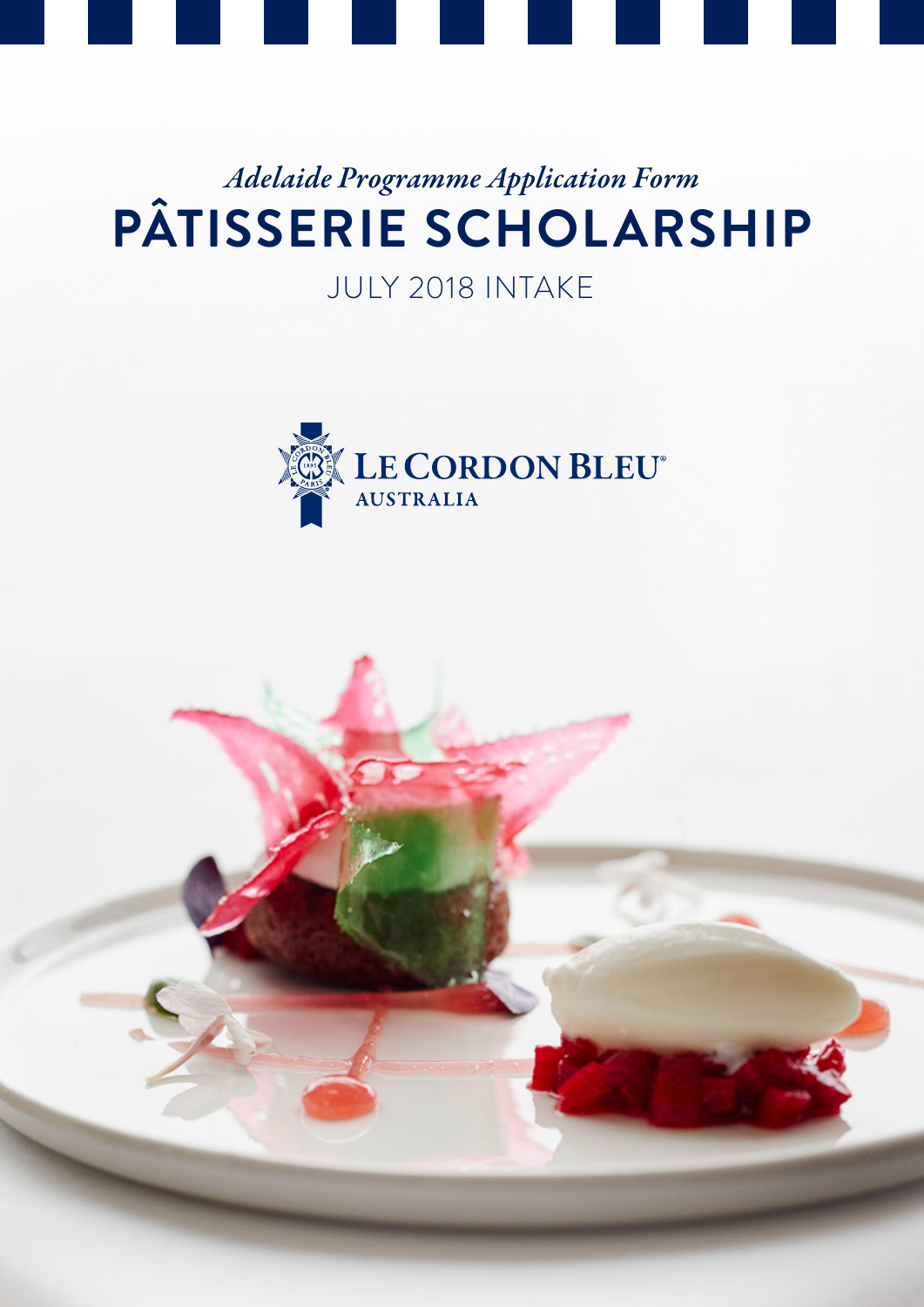*Adelaide Programme Application Form*

# PÂTISSERIE SCHOLARSHIP

JULY 2018 INTAKE

LE CORDON BLEU® AUSTRALIA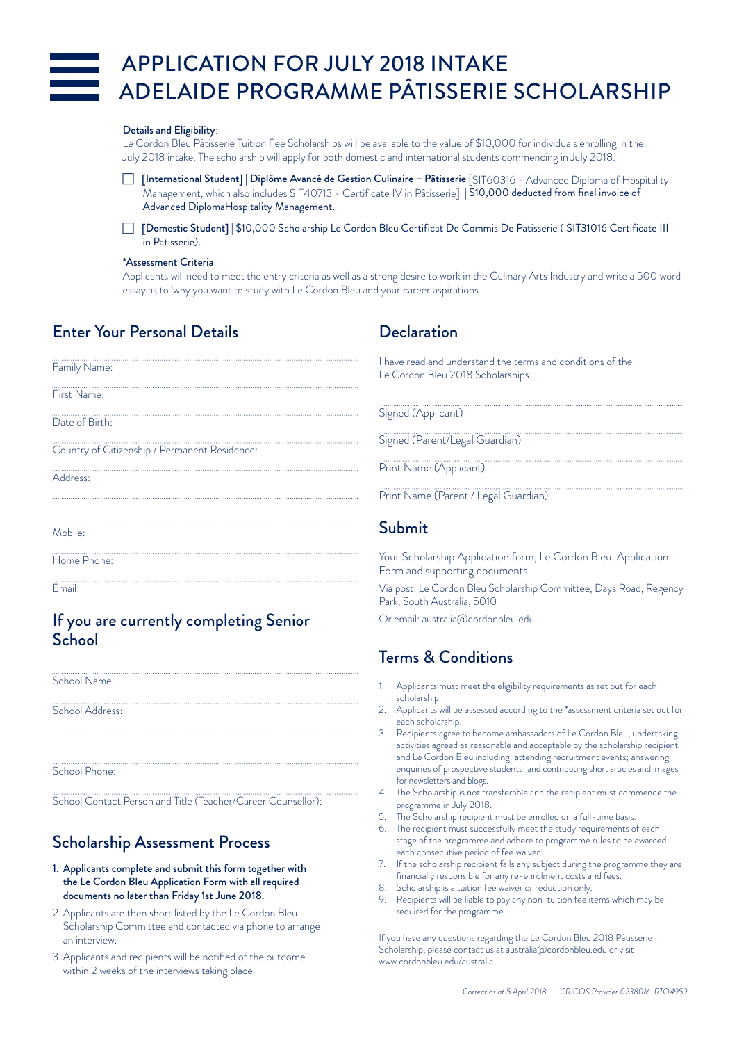# APPLICATION FOR JULY 2018 INTAKE
# ADELAIDE PROGRAMME PÂTISSERIE SCHOLARSHIP

**Details and Eligibility**:
Le Cordon Bleu Pâtisserie Tuition Fee Scholarships will be available to the value of $10,000 for individuals enrolling in the July 2018 intake. The scholarship will apply for both domestic and international students commencing in July 2018.

☐ **[International Student] | Diplôme Avancé de Gestion Culinaire – Pâtisserie** [SIT60316 - Advanced Diploma of Hospitality Management, which also includes SIT40713 - Certificate IV in Pâtisserie] | **$10,000 deducted from final invoice of Advanced DiplomaHospitality Management.**

☐ **[Domestic Student] | $10,000 Scholarship Le Cordon Bleu Certificat De Commis De Patisserie ( SIT31016 Certificate III in Patisserie).**

**\*Assessment Criteria**:
Applicants will need to meet the entry criteria as well as a strong desire to work in the Culinary Arts Industry and write a 500 word essay as to 'why you want to study with Le Cordon Bleu and your career aspirations.

## Enter Your Personal Details

Family Name:

First Name:

Date of Birth:

Country of Citizenship / Permanent Residence:

Address:

Mobile:

Home Phone:

Email:

## If you are currently completing Senior School

School Name:

School Address:

School Phone:

School Contact Person and Title (Teacher/Career Counsellor):

## Scholarship Assessment Process

1. **Applicants complete and submit this form together with the Le Cordon Bleu Application Form with all required documents no later than Friday 1st June 2018.**
2. Applicants are then short listed by the Le Cordon Bleu Scholarship Committee and contacted via phone to arrange an interview.
3. Applicants and recipients will be notified of the outcome within 2 weeks of the interviews taking place.

## Declaration

I have read and understand the terms and conditions of the Le Cordon Bleu 2018 Scholarships.

Signed (Applicant)

Signed (Parent/Legal Guardian)

Print Name (Applicant)

Print Name (Parent / Legal Guardian)

## Submit

Your Scholarship Application form, Le Cordon Bleu Application Form and supporting documents.

Via post: Le Cordon Bleu Scholarship Committee, Days Road, Regency Park, South Australia, 5010

Or email: australia@cordonbleu.edu

## Terms & Conditions

1. Applicants must meet the eligibility requirements as set out for each scholarship.
2. Applicants will be assessed according to the *assessment criteria set out for each scholarship.
3. Recipients agree to become ambassadors of Le Cordon Bleu, undertaking activities agreed as reasonable and acceptable by the scholarship recipient and Le Cordon Bleu including: attending recruitment events; answering enquiries of prospective students; and contributing short articles and images for newsletters and blogs.
4. The Scholarship is not transferable and the recipient must commence the programme in July 2018.
5. The Scholarship recipient must be enrolled on a full-time basis.
6. The recipient must successfully meet the study requirements of each stage of the programme and adhere to programme rules to be awarded each consecutive period of fee waiver.
7. If the scholarship recipient fails any subject during the programme they are financially responsible for any re-enrolment costs and fees.
8. Scholarship is a tuition fee waiver or reduction only.
9. Recipients will be liable to pay any non-tuition fee items which may be required for the programme.

If you have any questions regarding the Le Cordon Bleu 2018 Pâtisserie Scholarship, please contact us at australia@cordonbleu.edu or visit www.cordonbleu.edu/australia

*Correct as at 5 April 2018 CRICOS Provider 02380M RTO4959*